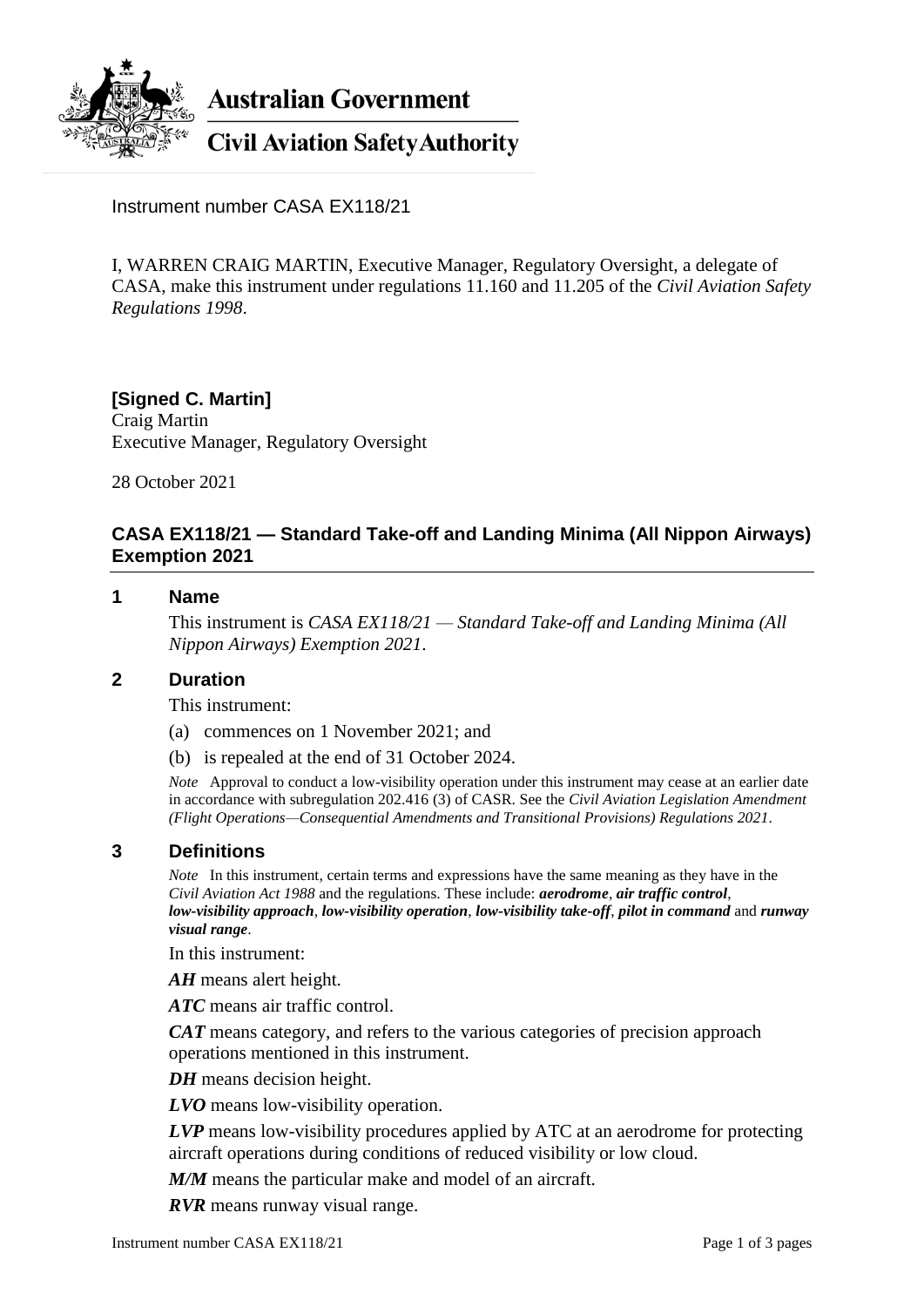Australian Government

Civil Aviation Safety Authority

Instrument number CASA EX118/21

I, WARREN CRAIG MARTIN, Executive Manager, Regulatory Oversight, a delegate of CASA, make this instrument under regulations 11.160 and 11.205 of the *Civil Aviation Safety Regulations 1998*.

**[Signed C. Martin]**
Craig Martin
Executive Manager, Regulatory Oversight

28 October 2021

## CASA EX118/21 — Standard Take-off and Landing Minima (All Nippon Airways) Exemption 2021

### 1 Name

This instrument is *CASA EX118/21 — Standard Take-off and Landing Minima (All Nippon Airways) Exemption 2021*.

### 2 Duration

This instrument:

(a) commences on 1 November 2021; and

(b) is repealed at the end of 31 October 2024.

*Note* Approval to conduct a low-visibility operation under this instrument may cease at an earlier date in accordance with subregulation 202.416 (3) of CASR. See the *Civil Aviation Legislation Amendment (Flight Operations—Consequential Amendments and Transitional Provisions) Regulations 2021*.

### 3 Definitions

*Note* In this instrument, certain terms and expressions have the same meaning as they have in the *Civil Aviation Act 1988* and the regulations. These include: ***aerodrome***, ***air traffic control***, ***low-visibility approach***, ***low-visibility operation***, ***low-visibility take-off***, ***pilot in command*** and ***runway visual range***.

In this instrument:

***AH*** means alert height.

***ATC*** means air traffic control.

***CAT*** means category, and refers to the various categories of precision approach operations mentioned in this instrument.

***DH*** means decision height.

***LVO*** means low-visibility operation.

***LVP*** means low-visibility procedures applied by ATC at an aerodrome for protecting aircraft operations during conditions of reduced visibility or low cloud.

***M/M*** means the particular make and model of an aircraft.

***RVR*** means runway visual range.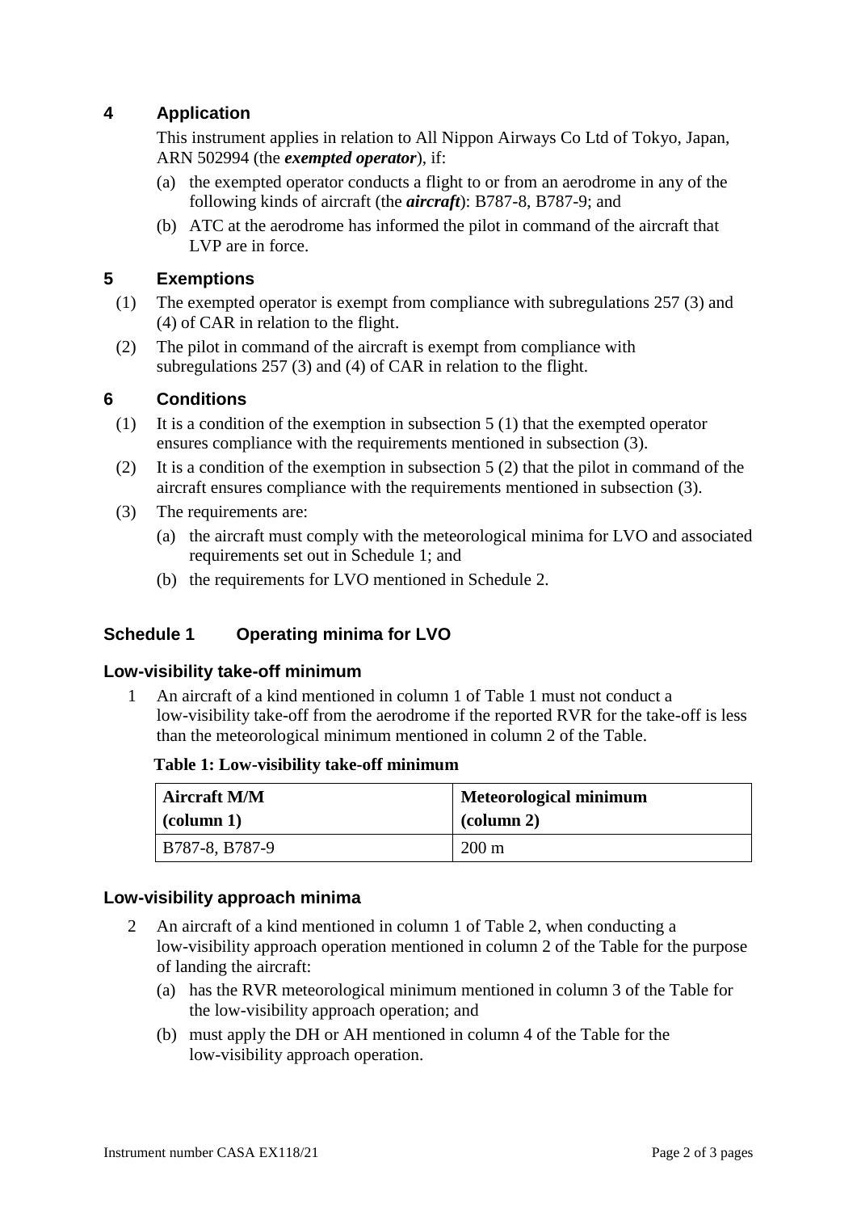## 4 Application

This instrument applies in relation to All Nippon Airways Co Ltd of Tokyo, Japan, ARN 502994 (the ***exempted operator***), if:

(a) the exempted operator conducts a flight to or from an aerodrome in any of the following kinds of aircraft (the ***aircraft***): B787-8, B787-9; and

(b) ATC at the aerodrome has informed the pilot in command of the aircraft that LVP are in force.

## 5 Exemptions

(1) The exempted operator is exempt from compliance with subregulations 257 (3) and (4) of CAR in relation to the flight.

(2) The pilot in command of the aircraft is exempt from compliance with subregulations 257 (3) and (4) of CAR in relation to the flight.

## 6 Conditions

(1) It is a condition of the exemption in subsection 5 (1) that the exempted operator ensures compliance with the requirements mentioned in subsection (3).

(2) It is a condition of the exemption in subsection 5 (2) that the pilot in command of the aircraft ensures compliance with the requirements mentioned in subsection (3).

(3) The requirements are:

(a) the aircraft must comply with the meteorological minima for LVO and associated requirements set out in Schedule 1; and

(b) the requirements for LVO mentioned in Schedule 2.

## Schedule 1 Operating minima for LVO

### Low-visibility take-off minimum

1 An aircraft of a kind mentioned in column 1 of Table 1 must not conduct a low-visibility take-off from the aerodrome if the reported RVR for the take-off is less than the meteorological minimum mentioned in column 2 of the Table.

**Table 1: Low-visibility take-off minimum**

| Aircraft M/M (column 1) | Meteorological minimum (column 2) |
|---|---|
| B787-8, B787-9 | 200 m |

### Low-visibility approach minima

2 An aircraft of a kind mentioned in column 1 of Table 2, when conducting a low-visibility approach operation mentioned in column 2 of the Table for the purpose of landing the aircraft:

(a) has the RVR meteorological minimum mentioned in column 3 of the Table for the low-visibility approach operation; and

(b) must apply the DH or AH mentioned in column 4 of the Table for the low-visibility approach operation.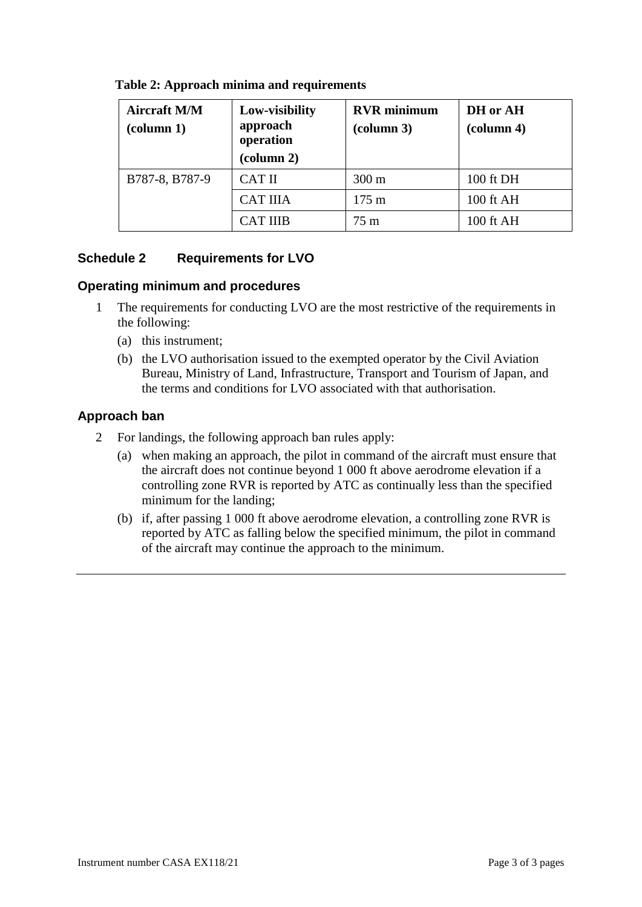**Table 2: Approach minima and requirements**

| Aircraft M/M (column 1) | Low-visibility approach operation (column 2) | RVR minimum (column 3) | DH or AH (column 4) |
|---|---|---|---|
| B787-8, B787-9 | CAT II | 300 m | 100 ft DH |
| | CAT IIIA | 175 m | 100 ft AH |
| | CAT IIIB | 75 m | 100 ft AH |

## Schedule 2 Requirements for LVO

### Operating minimum and procedures

1 The requirements for conducting LVO are the most restrictive of the requirements in the following:

(a) this instrument;

(b) the LVO authorisation issued to the exempted operator by the Civil Aviation Bureau, Ministry of Land, Infrastructure, Transport and Tourism of Japan, and the terms and conditions for LVO associated with that authorisation.

### Approach ban

2 For landings, the following approach ban rules apply:

(a) when making an approach, the pilot in command of the aircraft must ensure that the aircraft does not continue beyond 1 000 ft above aerodrome elevation if a controlling zone RVR is reported by ATC as continually less than the specified minimum for the landing;

(b) if, after passing 1 000 ft above aerodrome elevation, a controlling zone RVR is reported by ATC as falling below the specified minimum, the pilot in command of the aircraft may continue the approach to the minimum.